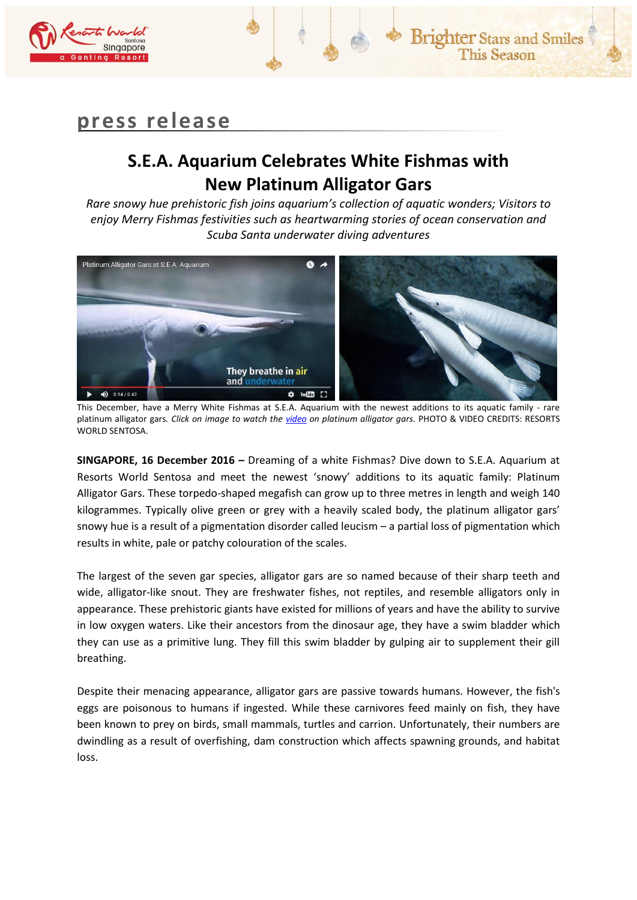press release

# S.E.A. Aquarium Celebrates White Fishmas with New Platinum Alligator Gars

*Rare snowy hue prehistoric fish joins aquarium's collection of aquatic wonders; Visitors to enjoy Merry Fishmas festivities such as heartwarming stories of ocean conservation and Scuba Santa underwater diving adventures*

This December, have a Merry White Fishmas at S.E.A. Aquarium with the newest additions to its aquatic family - rare platinum alligator gars. *Click on image to watch the video on platinum alligator gars.* PHOTO & VIDEO CREDITS: RESORTS WORLD SENTOSA.

**SINGAPORE, 16 December 2016 –** Dreaming of a white Fishmas? Dive down to S.E.A. Aquarium at Resorts World Sentosa and meet the newest 'snowy' additions to its aquatic family: Platinum Alligator Gars. These torpedo-shaped megafish can grow up to three metres in length and weigh 140 kilogrammes. Typically olive green or grey with a heavily scaled body, the platinum alligator gars' snowy hue is a result of a pigmentation disorder called leucism – a partial loss of pigmentation which results in white, pale or patchy colouration of the scales.

The largest of the seven gar species, alligator gars are so named because of their sharp teeth and wide, alligator-like snout. They are freshwater fishes, not reptiles, and resemble alligators only in appearance. These prehistoric giants have existed for millions of years and have the ability to survive in low oxygen waters. Like their ancestors from the dinosaur age, they have a swim bladder which they can use as a primitive lung. They fill this swim bladder by gulping air to supplement their gill breathing.

Despite their menacing appearance, alligator gars are passive towards humans. However, the fish's eggs are poisonous to humans if ingested. While these carnivores feed mainly on fish, they have been known to prey on birds, small mammals, turtles and carrion. Unfortunately, their numbers are dwindling as a result of overfishing, dam construction which affects spawning grounds, and habitat loss.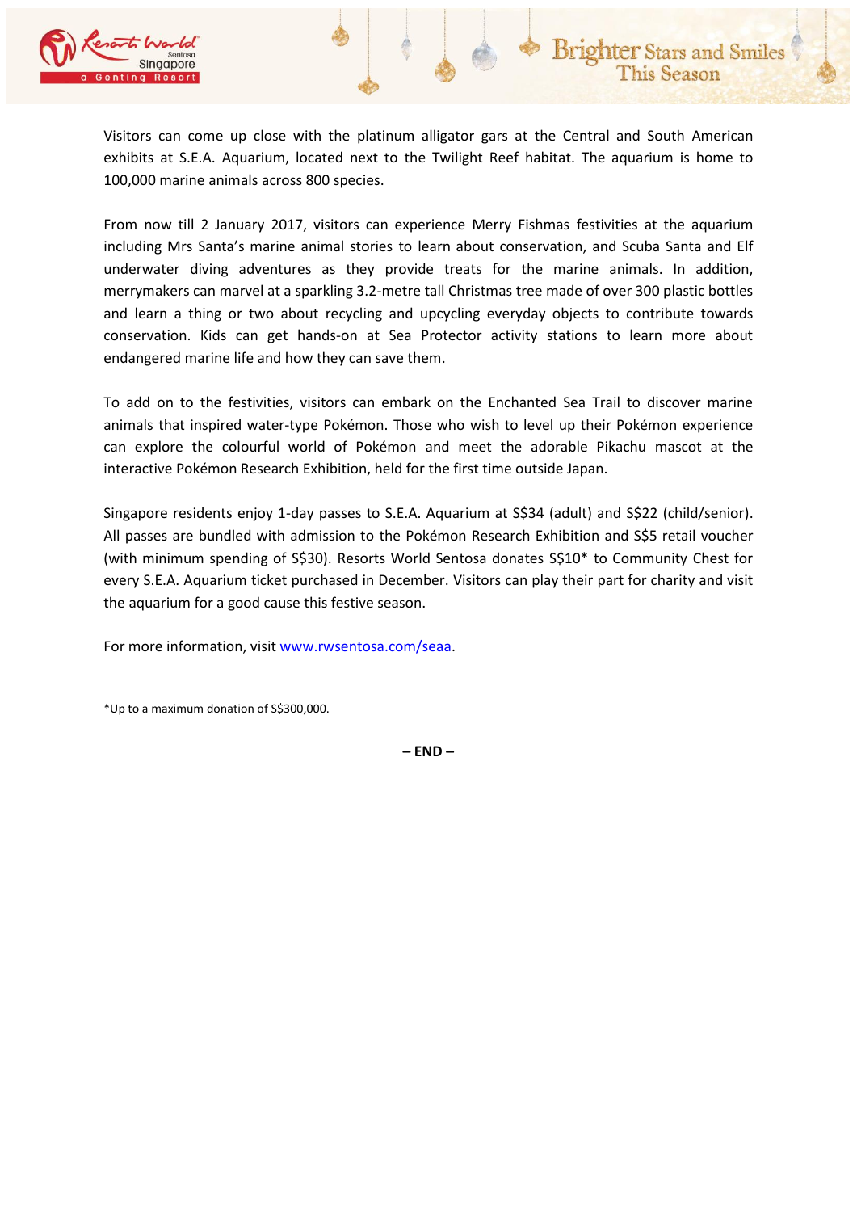Visitors can come up close with the platinum alligator gars at the Central and South American exhibits at S.E.A. Aquarium, located next to the Twilight Reef habitat. The aquarium is home to 100,000 marine animals across 800 species.

From now till 2 January 2017, visitors can experience Merry Fishmas festivities at the aquarium including Mrs Santa's marine animal stories to learn about conservation, and Scuba Santa and Elf underwater diving adventures as they provide treats for the marine animals. In addition, merrymakers can marvel at a sparkling 3.2-metre tall Christmas tree made of over 300 plastic bottles and learn a thing or two about recycling and upcycling everyday objects to contribute towards conservation. Kids can get hands-on at Sea Protector activity stations to learn more about endangered marine life and how they can save them.

To add on to the festivities, visitors can embark on the Enchanted Sea Trail to discover marine animals that inspired water-type Pokémon. Those who wish to level up their Pokémon experience can explore the colourful world of Pokémon and meet the adorable Pikachu mascot at the interactive Pokémon Research Exhibition, held for the first time outside Japan.

Singapore residents enjoy 1-day passes to S.E.A. Aquarium at S$34 (adult) and S$22 (child/senior). All passes are bundled with admission to the Pokémon Research Exhibition and S$5 retail voucher (with minimum spending of S$30). Resorts World Sentosa donates S$10* to Community Chest for every S.E.A. Aquarium ticket purchased in December. Visitors can play their part for charity and visit the aquarium for a good cause this festive season.

For more information, visit [www.rwsentosa.com/seaa](http://www.rwsentosa.com/seaa).

*Up to a maximum donation of S$300,000.

**– END –**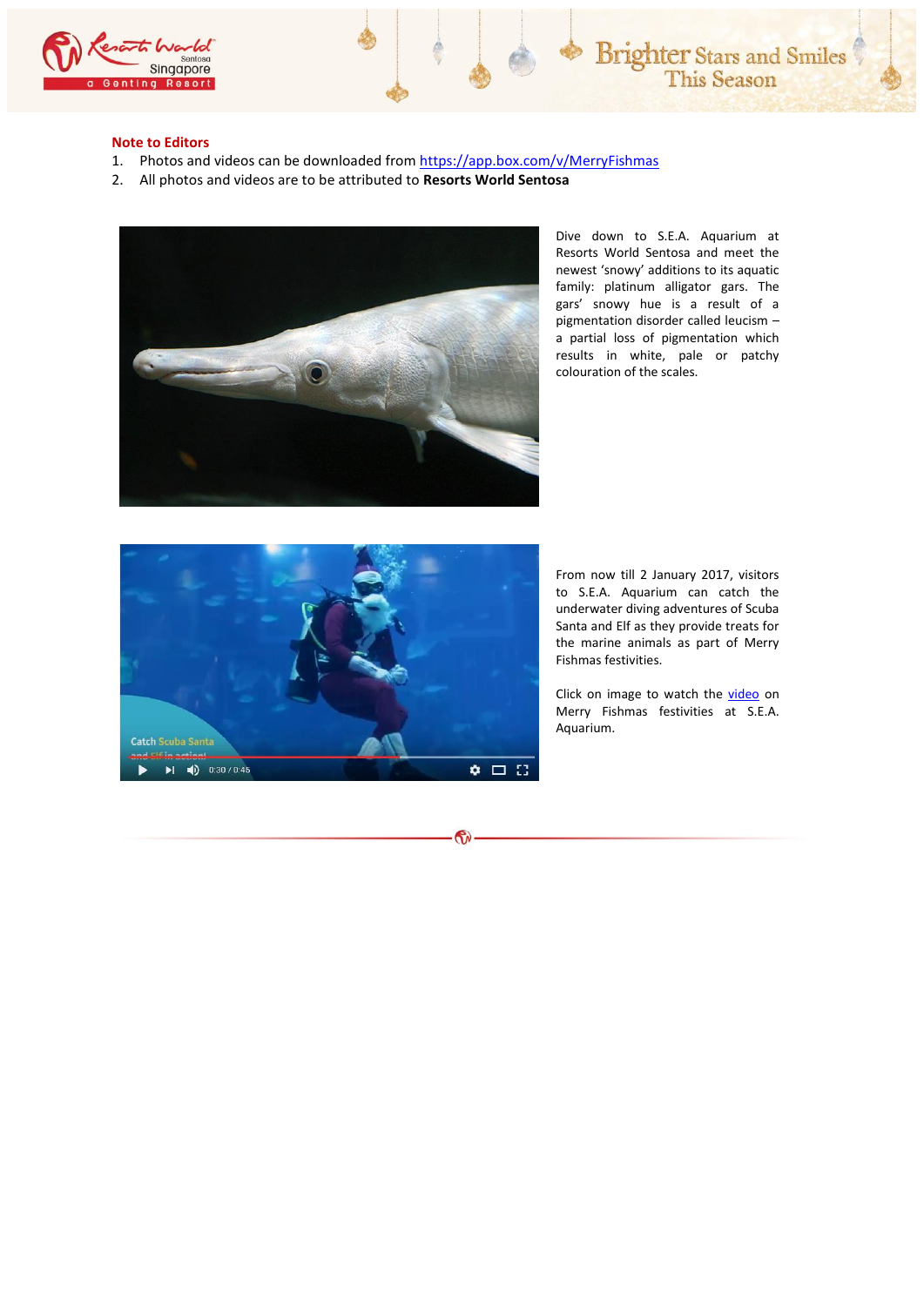**Note to Editors**

1. Photos and videos can be downloaded from https://app.box.com/v/MerryFishmas
2. All photos and videos are to be attributed to **Resorts World Sentosa**

Dive down to S.E.A. Aquarium at Resorts World Sentosa and meet the newest 'snowy' additions to its aquatic family: platinum alligator gars. The gars' snowy hue is a result of a pigmentation disorder called leucism – a partial loss of pigmentation which results in white, pale or patchy colouration of the scales.

From now till 2 January 2017, visitors to S.E.A. Aquarium can catch the underwater diving adventures of Scuba Santa and Elf as they provide treats for the marine animals as part of Merry Fishmas festivities.

Click on image to watch the video on Merry Fishmas festivities at S.E.A. Aquarium.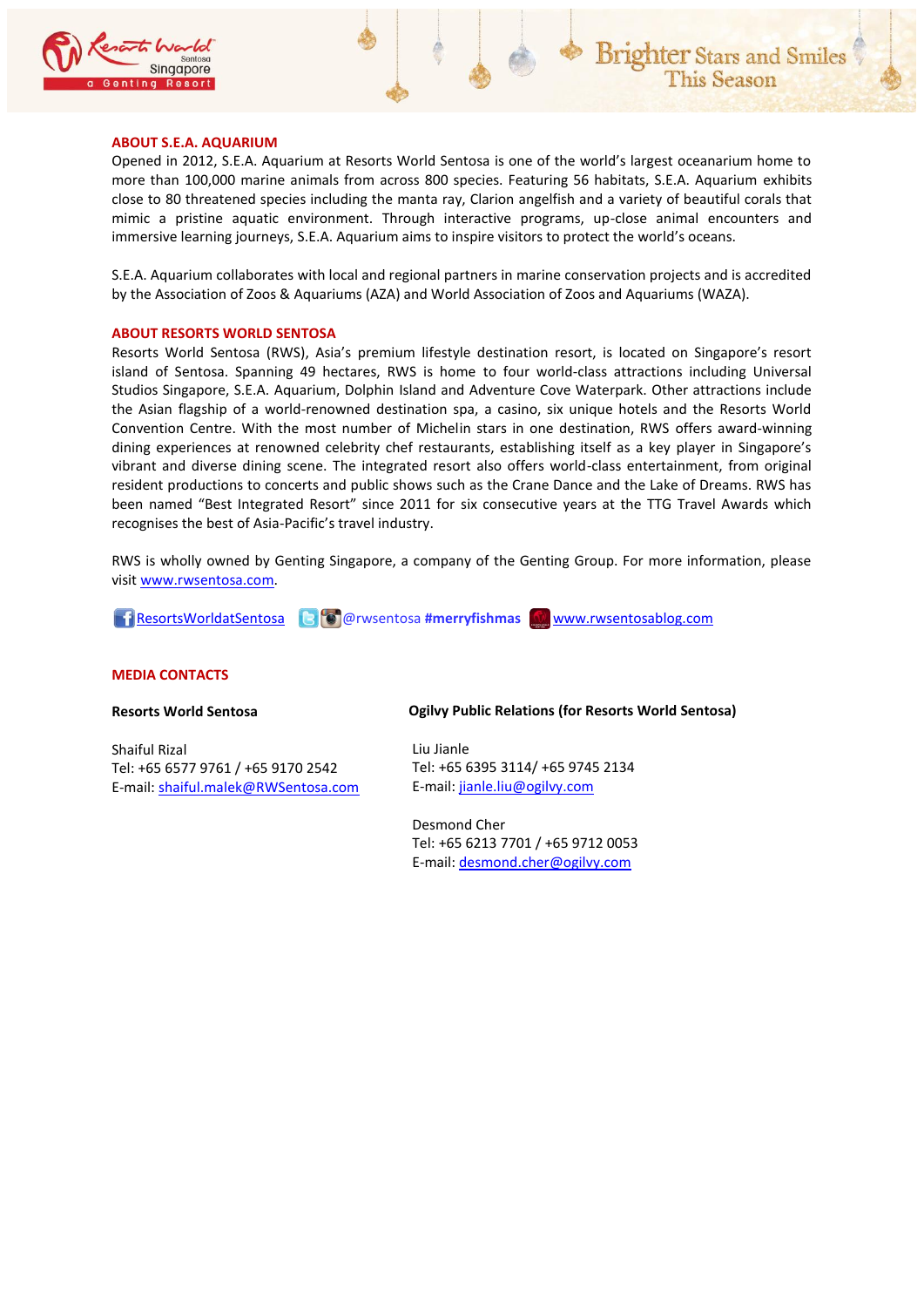## ABOUT S.E.A. AQUARIUM

Opened in 2012, S.E.A. Aquarium at Resorts World Sentosa is one of the world's largest oceanarium home to more than 100,000 marine animals from across 800 species. Featuring 56 habitats, S.E.A. Aquarium exhibits close to 80 threatened species including the manta ray, Clarion angelfish and a variety of beautiful corals that mimic a pristine aquatic environment. Through interactive programs, up-close animal encounters and immersive learning journeys, S.E.A. Aquarium aims to inspire visitors to protect the world's oceans.

S.E.A. Aquarium collaborates with local and regional partners in marine conservation projects and is accredited by the Association of Zoos & Aquariums (AZA) and World Association of Zoos and Aquariums (WAZA).

## ABOUT RESORTS WORLD SENTOSA

Resorts World Sentosa (RWS), Asia's premium lifestyle destination resort, is located on Singapore's resort island of Sentosa. Spanning 49 hectares, RWS is home to four world-class attractions including Universal Studios Singapore, S.E.A. Aquarium, Dolphin Island and Adventure Cove Waterpark. Other attractions include the Asian flagship of a world-renowned destination spa, a casino, six unique hotels and the Resorts World Convention Centre. With the most number of Michelin stars in one destination, RWS offers award-winning dining experiences at renowned celebrity chef restaurants, establishing itself as a key player in Singapore's vibrant and diverse dining scene. The integrated resort also offers world-class entertainment, from original resident productions to concerts and public shows such as the Crane Dance and the Lake of Dreams. RWS has been named "Best Integrated Resort" since 2011 for six consecutive years at the TTG Travel Awards which recognises the best of Asia-Pacific's travel industry.

RWS is wholly owned by Genting Singapore, a company of the Genting Group. For more information, please visit www.rwsentosa.com.

ResortsWorldatSentosa @rwsentosa **#merryfishmas** www.rwsentosablog.com

## MEDIA CONTACTS

**Resorts World Sentosa**

Shaiful Rizal
Tel: +65 6577 9761 / +65 9170 2542
E-mail: shaiful.malek@RWSentosa.com

**Ogilvy Public Relations (for Resorts World Sentosa)**

Liu Jianle
Tel: +65 6395 3114/ +65 9745 2134
E-mail: jianle.liu@ogilvy.com

Desmond Cher
Tel: +65 6213 7701 / +65 9712 0053
E-mail: desmond.cher@ogilvy.com